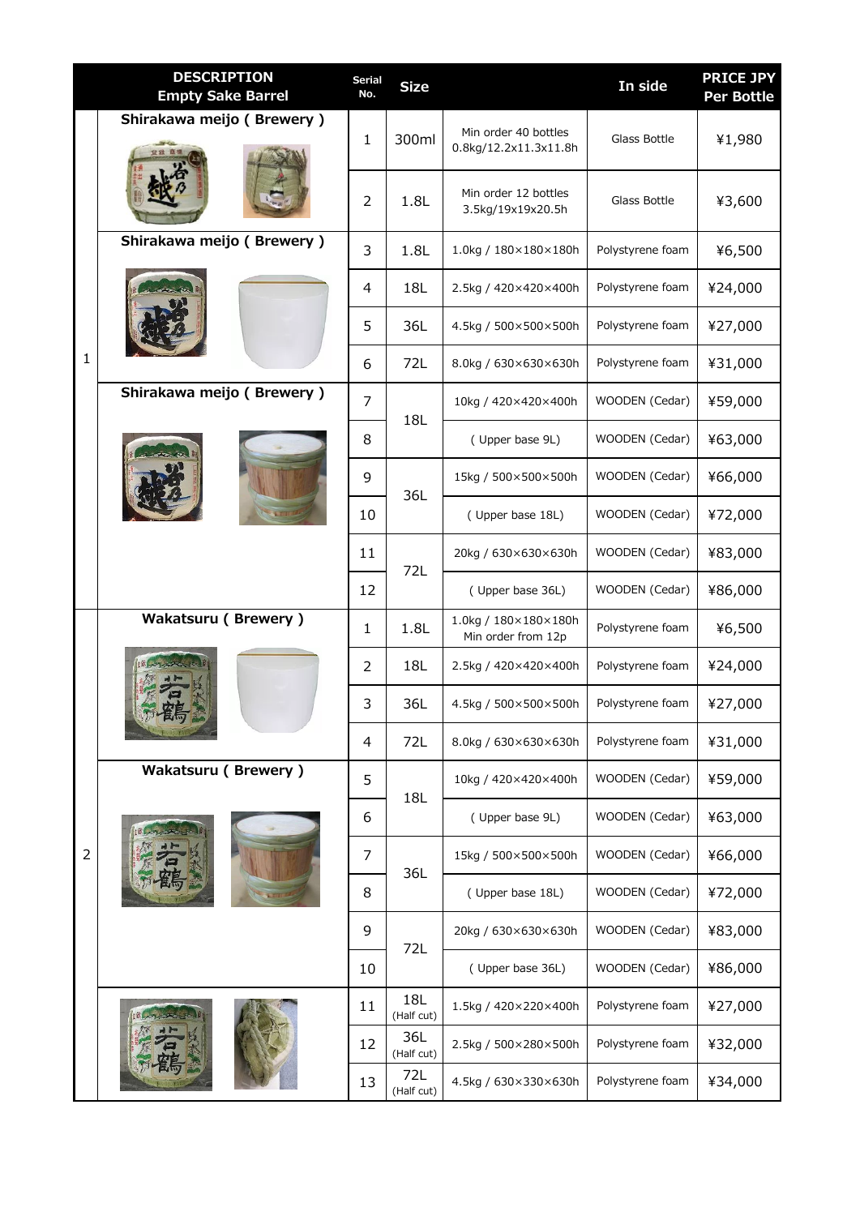| | DESCRIPTION Empty Sake Barrel | Serial No. | Size | | In side | PRICE JPY Per Bottle |
|---|---|---|---|---|---|---|
| 1 | Shirakawa meijo ( Brewery ) | 1 | 300ml | Min order 40 bottles 0.8kg/12.2x11.3x11.8h | Glass Bottle | ¥1,980 |
| | | 2 | 1.8L | Min order 12 bottles 3.5kg/19x19x20.5h | Glass Bottle | ¥3,600 |
| | Shirakawa meijo ( Brewery ) | 3 | 1.8L | 1.0kg / 180×180×180h | Polystyrene foam | ¥6,500 |
| | | 4 | 18L | 2.5kg / 420×420×400h | Polystyrene foam | ¥24,000 |
| | | 5 | 36L | 4.5kg / 500×500×500h | Polystyrene foam | ¥27,000 |
| | | 6 | 72L | 8.0kg / 630×630×630h | Polystyrene foam | ¥31,000 |
| | Shirakawa meijo ( Brewery ) | 7 | 18L | 10kg / 420×420×400h | WOODEN (Cedar) | ¥59,000 |
| | | 8 | | ( Upper base 9L) | WOODEN (Cedar) | ¥63,000 |
| | | 9 | 36L | 15kg / 500×500×500h | WOODEN (Cedar) | ¥66,000 |
| | | 10 | | ( Upper base 18L) | WOODEN (Cedar) | ¥72,000 |
| | | 11 | 72L | 20kg / 630×630×630h | WOODEN (Cedar) | ¥83,000 |
| | | 12 | | ( Upper base 36L) | WOODEN (Cedar) | ¥86,000 |
| 2 | Wakatsuru ( Brewery ) | 1 | 1.8L | 1.0kg / 180×180×180h Min order from 12p | Polystyrene foam | ¥6,500 |
| | | 2 | 18L | 2.5kg / 420×420×400h | Polystyrene foam | ¥24,000 |
| | | 3 | 36L | 4.5kg / 500×500×500h | Polystyrene foam | ¥27,000 |
| | | 4 | 72L | 8.0kg / 630×630×630h | Polystyrene foam | ¥31,000 |
| | Wakatsuru ( Brewery ) | 5 | 18L | 10kg / 420×420×400h | WOODEN (Cedar) | ¥59,000 |
| | | 6 | | ( Upper base 9L) | WOODEN (Cedar) | ¥63,000 |
| | | 7 | 36L | 15kg / 500×500×500h | WOODEN (Cedar) | ¥66,000 |
| | | 8 | | ( Upper base 18L) | WOODEN (Cedar) | ¥72,000 |
| | | 9 | 72L | 20kg / 630×630×630h | WOODEN (Cedar) | ¥83,000 |
| | | 10 | | ( Upper base 36L) | WOODEN (Cedar) | ¥86,000 |
| | | 11 | 18L (Half cut) | 1.5kg / 420×220×400h | Polystyrene foam | ¥27,000 |
| | | 12 | 36L (Half cut) | 2.5kg / 500×280×500h | Polystyrene foam | ¥32,000 |
| | | 13 | 72L (Half cut) | 4.5kg / 630×330×630h | Polystyrene foam | ¥34,000 |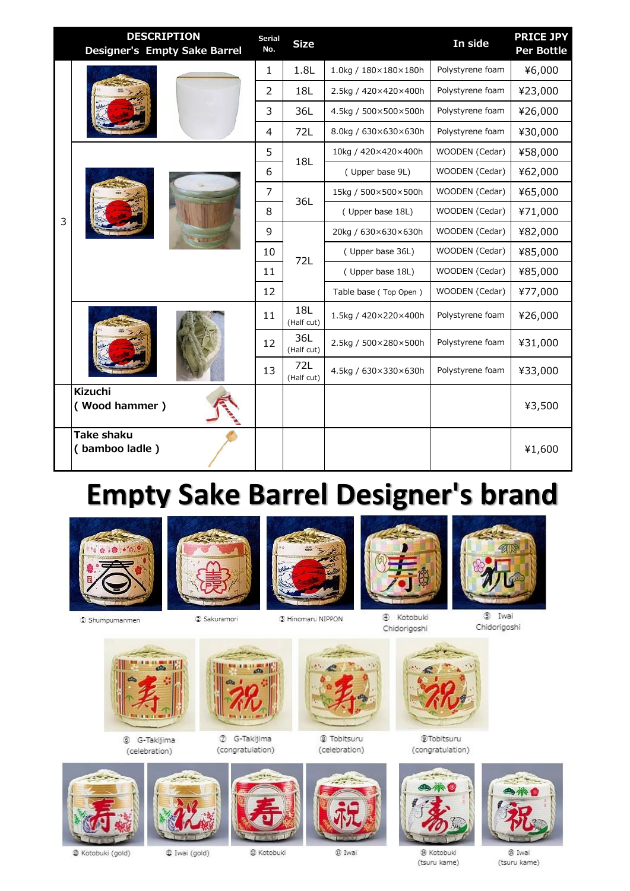| | DESCRIPTION Designer's Empty Sake Barrel | Serial No. | Size | | In side | PRICE JPY Per Bottle |
|---|---|---|---|---|---|---|
| 3 | | 1 | 1.8L | 1.0kg / 180×180×180h | Polystyrene foam | ¥6,000 |
| | | 2 | 18L | 2.5kg / 420×420×400h | Polystyrene foam | ¥23,000 |
| | | 3 | 36L | 4.5kg / 500×500×500h | Polystyrene foam | ¥26,000 |
| | | 4 | 72L | 8.0kg / 630×630×630h | Polystyrene foam | ¥30,000 |
| | | 5 | 18L | 10kg / 420×420×400h | WOODEN (Cedar) | ¥58,000 |
| | | 6 | | ( Upper base 9L) | WOODEN (Cedar) | ¥62,000 |
| | | 7 | 36L | 15kg / 500×500×500h | WOODEN (Cedar) | ¥65,000 |
| | | 8 | | ( Upper base 18L) | WOODEN (Cedar) | ¥71,000 |
| | | 9 | 72L | 20kg / 630×630×630h | WOODEN (Cedar) | ¥82,000 |
| | | 10 | | ( Upper base 36L) | WOODEN (Cedar) | ¥85,000 |
| | | 11 | | ( Upper base 18L) | WOODEN (Cedar) | ¥85,000 |
| | | 12 | | Table base ( Top Open ) | WOODEN (Cedar) | ¥77,000 |
| | | 11 | 18L (Half cut) | 1.5kg / 420×220×400h | Polystyrene foam | ¥26,000 |
| | | 12 | 36L (Half cut) | 2.5kg / 500×280×500h | Polystyrene foam | ¥31,000 |
| | | 13 | 72L (Half cut) | 4.5kg / 630×330×630h | Polystyrene foam | ¥33,000 |
| | Kizuchi ( Wood hammer ) | | | | | ¥3,500 |
| | Take shaku ( bamboo ladle ) | | | | | ¥1,600 |

# Empty Sake Barrel Designer's brand

① Shumpumanmen

② Sakuramori

③ Hinomaru NIPPON

④ Kotobuki Chidorigoshi

⑤ Iwai Chidorigoshi

⑥ G-Takijima (celebration)

⑦ G-Takijima (congratulation)

⑧ Tobitsuru (celebration)

⑨Tobitsuru (congratulation)

⑩ Kotobuki (gold)

⑪ Iwai (gold)

⑫ Kotobuki

⑬ Iwai

⑭ Kotobuki (tsuru kame)

⑮ Iwai (tsuru kame)